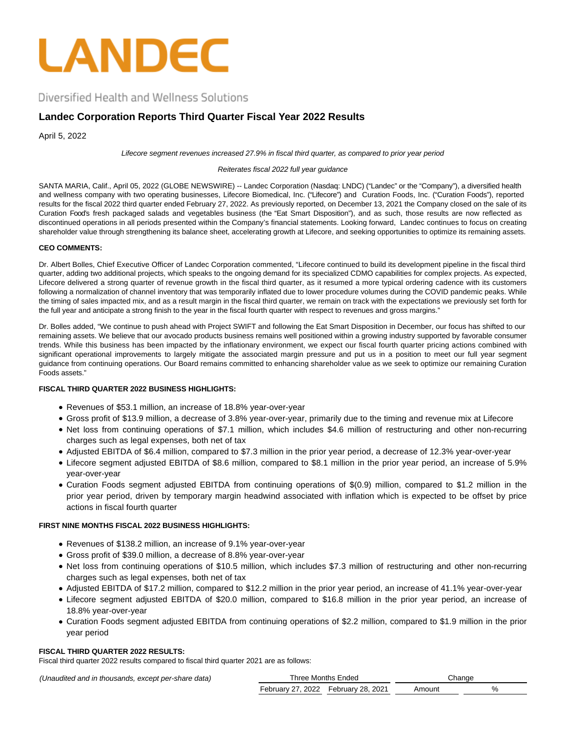# LANDEC

Diversified Health and Wellness Solutions

## Landec Corporation Reports Third Quarter Fiscal Year 2022 Results

April 5, 2022

*Lifecore segment revenues increased 27.9% in fiscal third quarter, as compared to prior year period*

*Reiterates fiscal 2022 full year guidance*

SANTA MARIA, Calif., April 05, 2022 (GLOBE NEWSWIRE) -- Landec Corporation (Nasdaq: LNDC) ("Landec" or the "Company"), a diversified health and wellness company with two operating businesses, Lifecore Biomedical, Inc. ("Lifecore") and Curation Foods, Inc. ("Curation Foods"), reported results for the fiscal 2022 third quarter ended February 27, 2022. As previously reported, on December 13, 2021 the Company closed on the sale of its Curation Food's fresh packaged salads and vegetables business (the "Eat Smart Disposition"), and as such, those results are now reflected as discontinued operations in all periods presented within the Company's financial statements. Looking forward, Landec continues to focus on creating shareholder value through strengthening its balance sheet, accelerating growth at Lifecore, and seeking opportunities to optimize its remaining assets.

**CEO COMMENTS:**

Dr. Albert Bolles, Chief Executive Officer of Landec Corporation commented, "Lifecore continued to build its development pipeline in the fiscal third quarter, adding two additional projects, which speaks to the ongoing demand for its specialized CDMO capabilities for complex projects. As expected, Lifecore delivered a strong quarter of revenue growth in the fiscal third quarter, as it resumed a more typical ordering cadence with its customers following a normalization of channel inventory that was temporarily inflated due to lower procedure volumes during the COVID pandemic peaks. While the timing of sales impacted mix, and as a result margin in the fiscal third quarter, we remain on track with the expectations we previously set forth for the full year and anticipate a strong finish to the year in the fiscal fourth quarter with respect to revenues and gross margins."

Dr. Bolles added, "We continue to push ahead with Project SWIFT and following the Eat Smart Disposition in December, our focus has shifted to our remaining assets. We believe that our avocado products business remains well positioned within a growing industry supported by favorable consumer trends. While this business has been impacted by the inflationary environment, we expect our fiscal fourth quarter pricing actions combined with significant operational improvements to largely mitigate the associated margin pressure and put us in a position to meet our full year segment guidance from continuing operations. Our Board remains committed to enhancing shareholder value as we seek to optimize our remaining Curation Foods assets."

**FISCAL THIRD QUARTER 2022 BUSINESS HIGHLIGHTS:**

- Revenues of $53.1 million, an increase of 18.8% year-over-year
- Gross profit of $13.9 million, a decrease of 3.8% year-over-year, primarily due to the timing and revenue mix at Lifecore
- Net loss from continuing operations of $7.1 million, which includes $4.6 million of restructuring and other non-recurring charges such as legal expenses, both net of tax
- Adjusted EBITDA of $6.4 million, compared to $7.3 million in the prior year period, a decrease of 12.3% year-over-year
- Lifecore segment adjusted EBITDA of $8.6 million, compared to $8.1 million in the prior year period, an increase of 5.9% year-over-year
- Curation Foods segment adjusted EBITDA from continuing operations of $(0.9) million, compared to $1.2 million in the prior year period, driven by temporary margin headwind associated with inflation which is expected to be offset by price actions in fiscal fourth quarter

**FIRST NINE MONTHS FISCAL 2022 BUSINESS HIGHLIGHTS:**

- Revenues of $138.2 million, an increase of 9.1% year-over-year
- Gross profit of $39.0 million, a decrease of 8.8% year-over-year
- Net loss from continuing operations of $10.5 million, which includes $7.3 million of restructuring and other non-recurring charges such as legal expenses, both net of tax
- Adjusted EBITDA of $17.2 million, compared to $12.2 million in the prior year period, an increase of 41.1% year-over-year
- Lifecore segment adjusted EBITDA of $20.0 million, compared to $16.8 million in the prior year period, an increase of 18.8% year-over-year
- Curation Foods segment adjusted EBITDA from continuing operations of $2.2 million, compared to $1.9 million in the prior year period

**FISCAL THIRD QUARTER 2022 RESULTS:**

Fiscal third quarter 2022 results compared to fiscal third quarter 2021 are as follows:

| *(Unaudited and in thousands, except per-share data)* | Three Months Ended | | Change | |
|---|---|---|---|---|
| | February 27, 2022 | February 28, 2021 | Amount | % |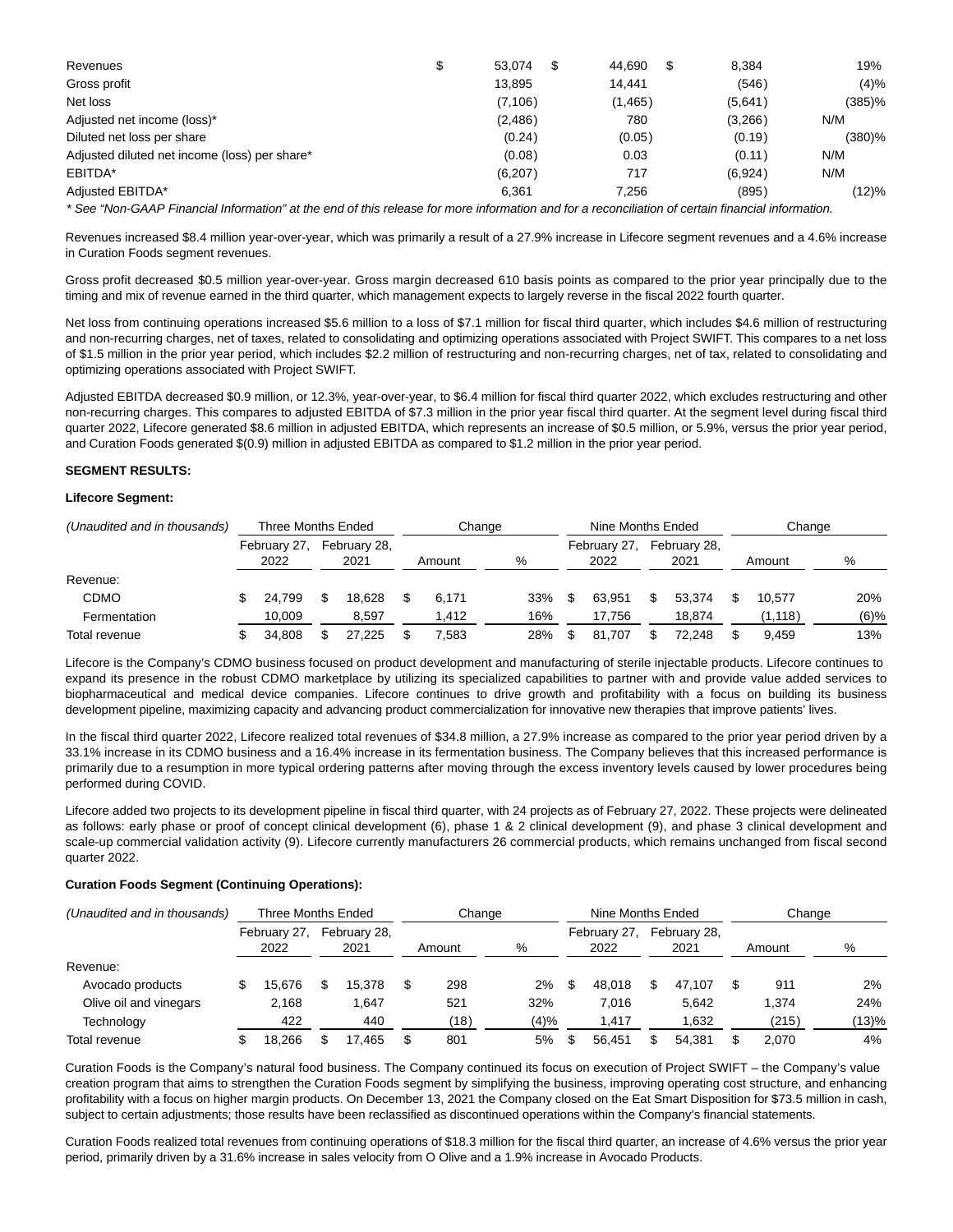| | | | | |
|---|---|---|---|---|
| Revenues | $ 53,074 | $ 44,690 | $ 8,384 | 19% |
| Gross profit | 13,895 | 14,441 | (546) | (4)% |
| Net loss | (7,106) | (1,465) | (5,641) | (385)% |
| Adjusted net income (loss)* | (2,486) | 780 | (3,266) | N/M |
| Diluted net loss per share | (0.24) | (0.05) | (0.19) | (380)% |
| Adjusted diluted net income (loss) per share* | (0.08) | 0.03 | (0.11) | N/M |
| EBITDA* | (6,207) | 717 | (6,924) | N/M |
| Adjusted EBITDA* | 6,361 | 7,256 | (895) | (12)% |

*\* See "Non-GAAP Financial Information" at the end of this release for more information and for a reconciliation of certain financial information.*

Revenues increased $8.4 million year-over-year, which was primarily a result of a 27.9% increase in Lifecore segment revenues and a 4.6% increase in Curation Foods segment revenues.

Gross profit decreased $0.5 million year-over-year. Gross margin decreased 610 basis points as compared to the prior year principally due to the timing and mix of revenue earned in the third quarter, which management expects to largely reverse in the fiscal 2022 fourth quarter.

Net loss from continuing operations increased $5.6 million to a loss of $7.1 million for fiscal third quarter, which includes $4.6 million of restructuring and non-recurring charges, net of taxes, related to consolidating and optimizing operations associated with Project SWIFT. This compares to a net loss of $1.5 million in the prior year period, which includes $2.2 million of restructuring and non-recurring charges, net of tax, related to consolidating and optimizing operations associated with Project SWIFT.

Adjusted EBITDA decreased $0.9 million, or 12.3%, year-over-year, to $6.4 million for fiscal third quarter 2022, which excludes restructuring and other non-recurring charges. This compares to adjusted EBITDA of $7.3 million in the prior year fiscal third quarter. At the segment level during fiscal third quarter 2022, Lifecore generated $8.6 million in adjusted EBITDA, which represents an increase of $0.5 million, or 5.9%, versus the prior year period, and Curation Foods generated $(0.9) million in adjusted EBITDA as compared to $1.2 million in the prior year period.

**SEGMENT RESULTS:**

**Lifecore Segment:**

| *(Unaudited and in thousands)* | Three Months Ended | | Change | | Nine Months Ended | | Change | |
|---|---|---|---|---|---|---|---|---|
| | February 27, 2022 | February 28, 2021 | Amount | % | February 27, 2022 | February 28, 2021 | Amount | % |
| Revenue: | | | | | | | | |
| CDMO | $ 24,799 | $ 18,628 | $ 6,171 | 33% | $ 63,951 | $ 53,374 | $ 10,577 | 20% |
| Fermentation | 10,009 | 8,597 | 1,412 | 16% | 17,756 | 18,874 | (1,118) | (6)% |
| Total revenue | $ 34,808 | $ 27,225 | $ 7,583 | 28% | $ 81,707 | $ 72,248 | $ 9,459 | 13% |

Lifecore is the Company's CDMO business focused on product development and manufacturing of sterile injectable products. Lifecore continues to expand its presence in the robust CDMO marketplace by utilizing its specialized capabilities to partner with and provide value added services to biopharmaceutical and medical device companies. Lifecore continues to drive growth and profitability with a focus on building its business development pipeline, maximizing capacity and advancing product commercialization for innovative new therapies that improve patients' lives.

In the fiscal third quarter 2022, Lifecore realized total revenues of $34.8 million, a 27.9% increase as compared to the prior year period driven by a 33.1% increase in its CDMO business and a 16.4% increase in its fermentation business. The Company believes that this increased performance is primarily due to a resumption in more typical ordering patterns after moving through the excess inventory levels caused by lower procedures being performed during COVID.

Lifecore added two projects to its development pipeline in fiscal third quarter, with 24 projects as of February 27, 2022. These projects were delineated as follows: early phase or proof of concept clinical development (6), phase 1 & 2 clinical development (9), and phase 3 clinical development and scale-up commercial validation activity (9). Lifecore currently manufacturers 26 commercial products, which remains unchanged from fiscal second quarter 2022.

**Curation Foods Segment (Continuing Operations):**

| *(Unaudited and in thousands)* | Three Months Ended | | Change | | Nine Months Ended | | Change | |
|---|---|---|---|---|---|---|---|---|
| | February 27, 2022 | February 28, 2021 | Amount | % | February 27, 2022 | February 28, 2021 | Amount | % |
| Revenue: | | | | | | | | |
| Avocado products | $ 15,676 | $ 15,378 | $ 298 | 2% | $ 48,018 | $ 47,107 | $ 911 | 2% |
| Olive oil and vinegars | 2,168 | 1,647 | 521 | 32% | 7,016 | 5,642 | 1,374 | 24% |
| Technology | 422 | 440 | (18) | (4)% | 1,417 | 1,632 | (215) | (13)% |
| Total revenue | $ 18,266 | $ 17,465 | $ 801 | 5% | $ 56,451 | $ 54,381 | $ 2,070 | 4% |

Curation Foods is the Company's natural food business. The Company continued its focus on execution of Project SWIFT – the Company's value creation program that aims to strengthen the Curation Foods segment by simplifying the business, improving operating cost structure, and enhancing profitability with a focus on higher margin products. On December 13, 2021 the Company closed on the Eat Smart Disposition for $73.5 million in cash, subject to certain adjustments; those results have been reclassified as discontinued operations within the Company's financial statements.

Curation Foods realized total revenues from continuing operations of $18.3 million for the fiscal third quarter, an increase of 4.6% versus the prior year period, primarily driven by a 31.6% increase in sales velocity from O Olive and a 1.9% increase in Avocado Products.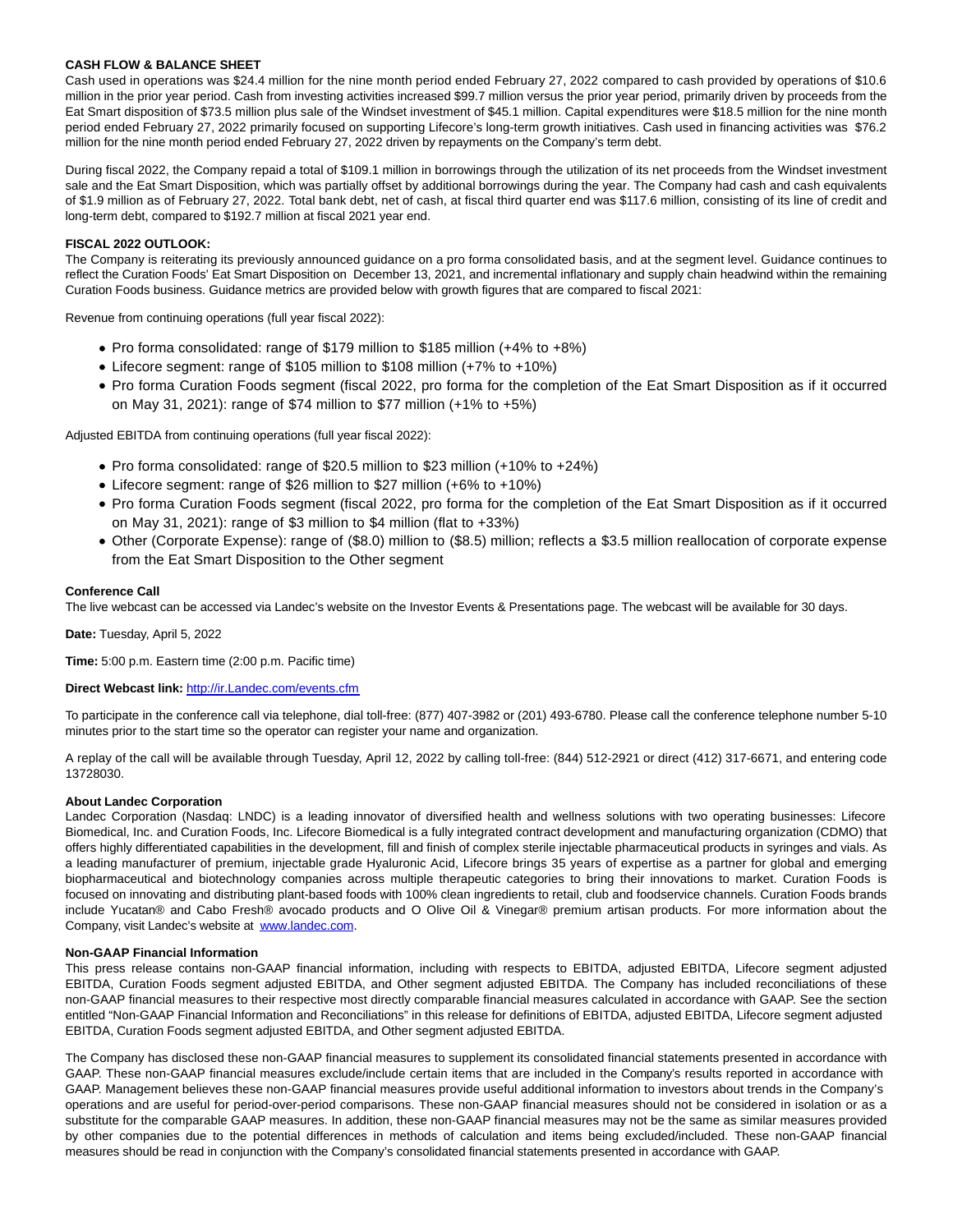**CASH FLOW & BALANCE SHEET**

Cash used in operations was $24.4 million for the nine month period ended February 27, 2022 compared to cash provided by operations of $10.6 million in the prior year period. Cash from investing activities increased $99.7 million versus the prior year period, primarily driven by proceeds from the Eat Smart disposition of $73.5 million plus sale of the Windset investment of $45.1 million. Capital expenditures were $18.5 million for the nine month period ended February 27, 2022 primarily focused on supporting Lifecore's long-term growth initiatives. Cash used in financing activities was $76.2 million for the nine month period ended February 27, 2022 driven by repayments on the Company's term debt.

During fiscal 2022, the Company repaid a total of $109.1 million in borrowings through the utilization of its net proceeds from the Windset investment sale and the Eat Smart Disposition, which was partially offset by additional borrowings during the year. The Company had cash and cash equivalents of $1.9 million as of February 27, 2022. Total bank debt, net of cash, at fiscal third quarter end was $117.6 million, consisting of its line of credit and long-term debt, compared to $192.7 million at fiscal 2021 year end.

**FISCAL 2022 OUTLOOK:**

The Company is reiterating its previously announced guidance on a pro forma consolidated basis, and at the segment level. Guidance continues to reflect the Curation Foods' Eat Smart Disposition on December 13, 2021, and incremental inflationary and supply chain headwind within the remaining Curation Foods business. Guidance metrics are provided below with growth figures that are compared to fiscal 2021:

Revenue from continuing operations (full year fiscal 2022):

- Pro forma consolidated: range of $179 million to $185 million (+4% to +8%)
- Lifecore segment: range of $105 million to $108 million (+7% to +10%)
- Pro forma Curation Foods segment (fiscal 2022, pro forma for the completion of the Eat Smart Disposition as if it occurred on May 31, 2021): range of $74 million to $77 million (+1% to +5%)

Adjusted EBITDA from continuing operations (full year fiscal 2022):

- Pro forma consolidated: range of $20.5 million to $23 million (+10% to +24%)
- Lifecore segment: range of $26 million to $27 million (+6% to +10%)
- Pro forma Curation Foods segment (fiscal 2022, pro forma for the completion of the Eat Smart Disposition as if it occurred on May 31, 2021): range of $3 million to $4 million (flat to +33%)
- Other (Corporate Expense): range of ($8.0) million to ($8.5) million; reflects a $3.5 million reallocation of corporate expense from the Eat Smart Disposition to the Other segment

**Conference Call**

The live webcast can be accessed via Landec's website on the Investor Events & Presentations page. The webcast will be available for 30 days.

**Date:** Tuesday, April 5, 2022

**Time:** 5:00 p.m. Eastern time (2:00 p.m. Pacific time)

**Direct Webcast link:** [http://ir.Landec.com/events.cfm](http://ir.Landec.com/events.cfm)

To participate in the conference call via telephone, dial toll-free: (877) 407-3982 or (201) 493-6780. Please call the conference telephone number 5-10 minutes prior to the start time so the operator can register your name and organization.

A replay of the call will be available through Tuesday, April 12, 2022 by calling toll-free: (844) 512-2921 or direct (412) 317-6671, and entering code 13728030.

**About Landec Corporation**

Landec Corporation (Nasdaq: LNDC) is a leading innovator of diversified health and wellness solutions with two operating businesses: Lifecore Biomedical, Inc. and Curation Foods, Inc. Lifecore Biomedical is a fully integrated contract development and manufacturing organization (CDMO) that offers highly differentiated capabilities in the development, fill and finish of complex sterile injectable pharmaceutical products in syringes and vials. As a leading manufacturer of premium, injectable grade Hyaluronic Acid, Lifecore brings 35 years of expertise as a partner for global and emerging biopharmaceutical and biotechnology companies across multiple therapeutic categories to bring their innovations to market. Curation Foods is focused on innovating and distributing plant-based foods with 100% clean ingredients to retail, club and foodservice channels. Curation Foods brands include Yucatan® and Cabo Fresh® avocado products and O Olive Oil & Vinegar® premium artisan products. For more information about the Company, visit Landec's website at [www.landec.com](www.landec.com).

**Non-GAAP Financial Information**

This press release contains non-GAAP financial information, including with respects to EBITDA, adjusted EBITDA, Lifecore segment adjusted EBITDA, Curation Foods segment adjusted EBITDA, and Other segment adjusted EBITDA. The Company has included reconciliations of these non-GAAP financial measures to their respective most directly comparable financial measures calculated in accordance with GAAP. See the section entitled "Non-GAAP Financial Information and Reconciliations" in this release for definitions of EBITDA, adjusted EBITDA, Lifecore segment adjusted EBITDA, Curation Foods segment adjusted EBITDA, and Other segment adjusted EBITDA.

The Company has disclosed these non-GAAP financial measures to supplement its consolidated financial statements presented in accordance with GAAP. These non-GAAP financial measures exclude/include certain items that are included in the Company's results reported in accordance with GAAP. Management believes these non-GAAP financial measures provide useful additional information to investors about trends in the Company's operations and are useful for period-over-period comparisons. These non-GAAP financial measures should not be considered in isolation or as a substitute for the comparable GAAP measures. In addition, these non-GAAP financial measures may not be the same as similar measures provided by other companies due to the potential differences in methods of calculation and items being excluded/included. These non-GAAP financial measures should be read in conjunction with the Company's consolidated financial statements presented in accordance with GAAP.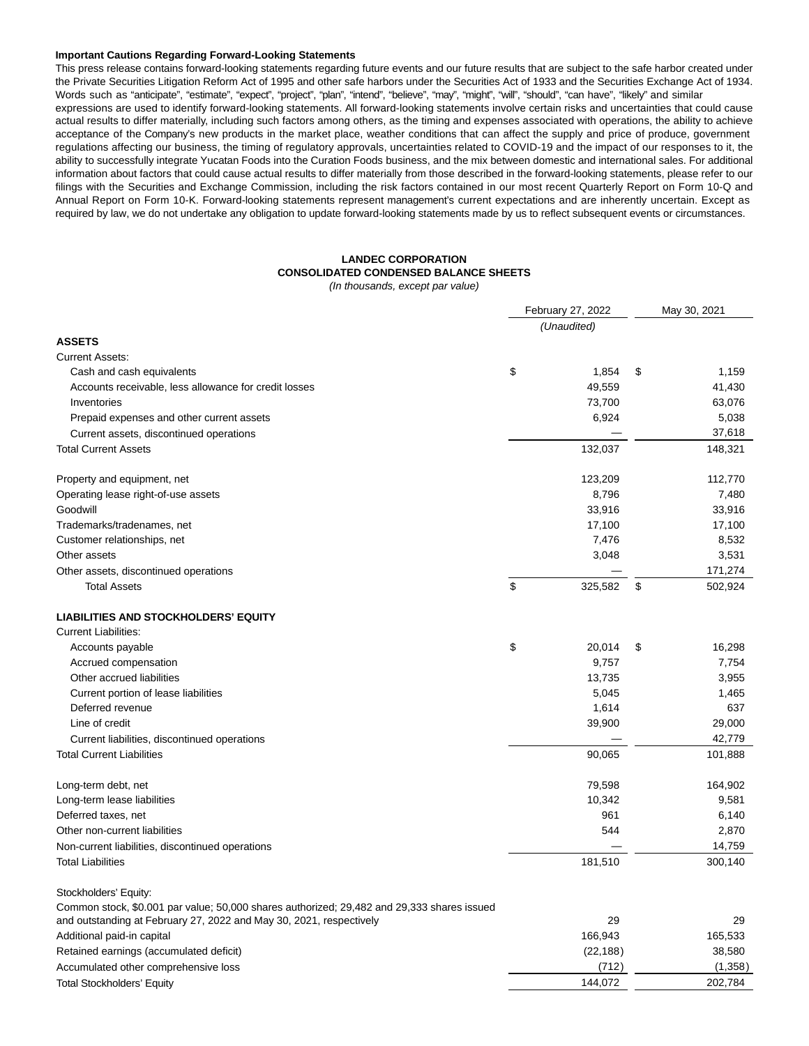**Important Cautions Regarding Forward-Looking Statements**

This press release contains forward-looking statements regarding future events and our future results that are subject to the safe harbor created under the Private Securities Litigation Reform Act of 1995 and other safe harbors under the Securities Act of 1933 and the Securities Exchange Act of 1934. Words such as "anticipate", "estimate", "expect", "project", "plan", "intend", "believe", "may", "might", "will", "should", "can have", "likely" and similar expressions are used to identify forward-looking statements. All forward-looking statements involve certain risks and uncertainties that could cause actual results to differ materially, including such factors among others, as the timing and expenses associated with operations, the ability to achieve acceptance of the Company's new products in the market place, weather conditions that can affect the supply and price of produce, government regulations affecting our business, the timing of regulatory approvals, uncertainties related to COVID-19 and the impact of our responses to it, the ability to successfully integrate Yucatan Foods into the Curation Foods business, and the mix between domestic and international sales. For additional information about factors that could cause actual results to differ materially from those described in the forward-looking statements, please refer to our filings with the Securities and Exchange Commission, including the risk factors contained in our most recent Quarterly Report on Form 10-Q and Annual Report on Form 10-K. Forward-looking statements represent management's current expectations and are inherently uncertain. Except as required by law, we do not undertake any obligation to update forward-looking statements made by us to reflect subsequent events or circumstances.

**LANDEC CORPORATION**
**CONSOLIDATED CONDENSED BALANCE SHEETS**
*(In thousands, except par value)*

| | February 27, 2022 | May 30, 2021 |
|---|---|---|
| | *(Unaudited)* | |
| **ASSETS** | | |
| Current Assets: | | |
| Cash and cash equivalents | $ 1,854 | $ 1,159 |
| Accounts receivable, less allowance for credit losses | 49,559 | 41,430 |
| Inventories | 73,700 | 63,076 |
| Prepaid expenses and other current assets | 6,924 | 5,038 |
| Current assets, discontinued operations | — | 37,618 |
| Total Current Assets | 132,037 | 148,321 |
| | | |
| Property and equipment, net | 123,209 | 112,770 |
| Operating lease right-of-use assets | 8,796 | 7,480 |
| Goodwill | 33,916 | 33,916 |
| Trademarks/tradenames, net | 17,100 | 17,100 |
| Customer relationships, net | 7,476 | 8,532 |
| Other assets | 3,048 | 3,531 |
| Other assets, discontinued operations | — | 171,274 |
| Total Assets | $ 325,582 | $ 502,924 |
| | | |
| **LIABILITIES AND STOCKHOLDERS' EQUITY** | | |
| Current Liabilities: | | |
| Accounts payable | $ 20,014 | $ 16,298 |
| Accrued compensation | 9,757 | 7,754 |
| Other accrued liabilities | 13,735 | 3,955 |
| Current portion of lease liabilities | 5,045 | 1,465 |
| Deferred revenue | 1,614 | 637 |
| Line of credit | 39,900 | 29,000 |
| Current liabilities, discontinued operations | — | 42,779 |
| Total Current Liabilities | 90,065 | 101,888 |
| | | |
| Long-term debt, net | 79,598 | 164,902 |
| Long-term lease liabilities | 10,342 | 9,581 |
| Deferred taxes, net | 961 | 6,140 |
| Other non-current liabilities | 544 | 2,870 |
| Non-current liabilities, discontinued operations | — | 14,759 |
| Total Liabilities | 181,510 | 300,140 |
| | | |
| Stockholders' Equity: | | |
| Common stock, $0.001 par value; 50,000 shares authorized; 29,482 and 29,333 shares issued and outstanding at February 27, 2022 and May 30, 2021, respectively | 29 | 29 |
| Additional paid-in capital | 166,943 | 165,533 |
| Retained earnings (accumulated deficit) | (22,188) | 38,580 |
| Accumulated other comprehensive loss | (712) | (1,358) |
| Total Stockholders' Equity | 144,072 | 202,784 |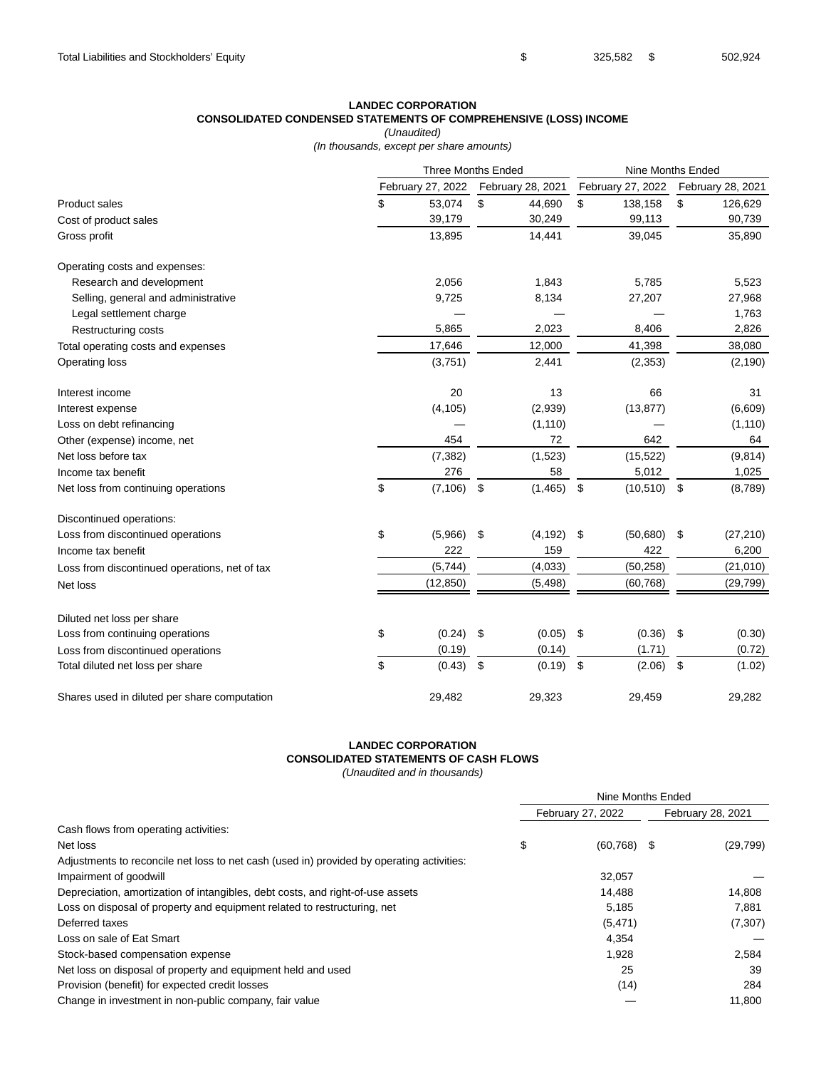| | | |
|---|---|---|
| Total Liabilities and Stockholders' Equity | $ 325,582 | $ 502,924 |

**LANDEC CORPORATION**
**CONSOLIDATED CONDENSED STATEMENTS OF COMPREHENSIVE (LOSS) INCOME**
*(Unaudited)*
*(In thousands, except per share amounts)*

| | Three Months Ended | | Nine Months Ended | |
|---|---|---|---|---|
| | February 27, 2022 | February 28, 2021 | February 27, 2022 | February 28, 2021 |
| Product sales | $ 53,074 | $ 44,690 | $ 138,158 | $ 126,629 |
| Cost of product sales | 39,179 | 30,249 | 99,113 | 90,739 |
| Gross profit | 13,895 | 14,441 | 39,045 | 35,890 |
| Operating costs and expenses: | | | | |
| Research and development | 2,056 | 1,843 | 5,785 | 5,523 |
| Selling, general and administrative | 9,725 | 8,134 | 27,207 | 27,968 |
| Legal settlement charge | — | — | — | 1,763 |
| Restructuring costs | 5,865 | 2,023 | 8,406 | 2,826 |
| Total operating costs and expenses | 17,646 | 12,000 | 41,398 | 38,080 |
| Operating loss | (3,751) | 2,441 | (2,353) | (2,190) |
| Interest income | 20 | 13 | 66 | 31 |
| Interest expense | (4,105) | (2,939) | (13,877) | (6,609) |
| Loss on debt refinancing | — | (1,110) | — | (1,110) |
| Other (expense) income, net | 454 | 72 | 642 | 64 |
| Net loss before tax | (7,382) | (1,523) | (15,522) | (9,814) |
| Income tax benefit | 276 | 58 | 5,012 | 1,025 |
| Net loss from continuing operations | $ (7,106) | $ (1,465) | $ (10,510) | $ (8,789) |
| Discontinued operations: | | | | |
| Loss from discontinued operations | $ (5,966) | $ (4,192) | $ (50,680) | $ (27,210) |
| Income tax benefit | 222 | 159 | 422 | 6,200 |
| Loss from discontinued operations, net of tax | (5,744) | (4,033) | (50,258) | (21,010) |
| Net loss | (12,850) | (5,498) | (60,768) | (29,799) |
| Diluted net loss per share | | | | |
| Loss from continuing operations | $ (0.24) | $ (0.05) | $ (0.36) | $ (0.30) |
| Loss from discontinued operations | (0.19) | (0.14) | (1.71) | (0.72) |
| Total diluted net loss per share | $ (0.43) | $ (0.19) | $ (2.06) | $ (1.02) |
| Shares used in diluted per share computation | 29,482 | 29,323 | 29,459 | 29,282 |

**LANDEC CORPORATION**
**CONSOLIDATED STATEMENTS OF CASH FLOWS**
*(Unaudited and in thousands)*

| | Nine Months Ended | |
|---|---|---|
| | February 27, 2022 | February 28, 2021 |
| Cash flows from operating activities: | | |
| Net loss | $ (60,768) | $ (29,799) |
| Adjustments to reconcile net loss to net cash (used in) provided by operating activities: | | |
| Impairment of goodwill | 32,057 | — |
| Depreciation, amortization of intangibles, debt costs, and right-of-use assets | 14,488 | 14,808 |
| Loss on disposal of property and equipment related to restructuring, net | 5,185 | 7,881 |
| Deferred taxes | (5,471) | (7,307) |
| Loss on sale of Eat Smart | 4,354 | — |
| Stock-based compensation expense | 1,928 | 2,584 |
| Net loss on disposal of property and equipment held and used | 25 | 39 |
| Provision (benefit) for expected credit losses | (14) | 284 |
| Change in investment in non-public company, fair value | — | 11,800 |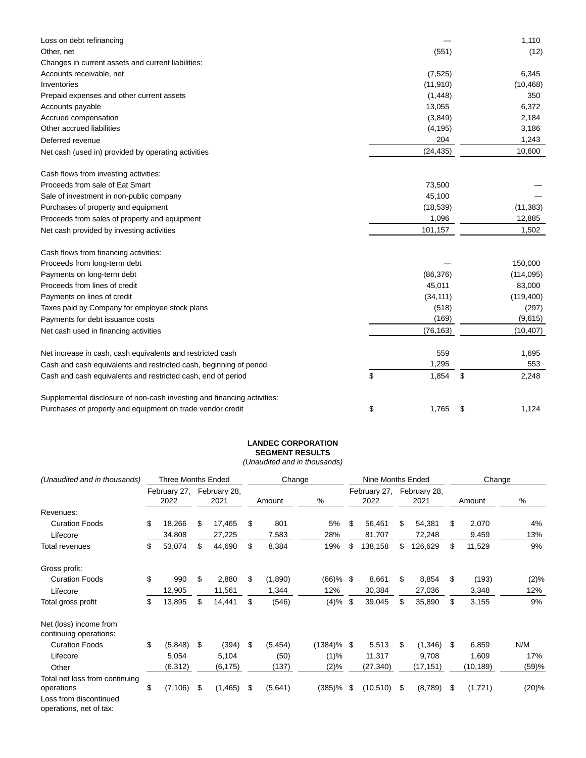| | | |
|---|---|---|
| Loss on debt refinancing | — | 1,110 |
| Other, net | (551) | (12) |
| Changes in current assets and current liabilities: | | |
| Accounts receivable, net | (7,525) | 6,345 |
| Inventories | (11,910) | (10,468) |
| Prepaid expenses and other current assets | (1,448) | 350 |
| Accounts payable | 13,055 | 6,372 |
| Accrued compensation | (3,849) | 2,184 |
| Other accrued liabilities | (4,195) | 3,186 |
| Deferred revenue | 204 | 1,243 |
| Net cash (used in) provided by operating activities | (24,435) | 10,600 |
| | | |
| Cash flows from investing activities: | | |
| Proceeds from sale of Eat Smart | 73,500 | — |
| Sale of investment in non-public company | 45,100 | — |
| Purchases of property and equipment | (18,539) | (11,383) |
| Proceeds from sales of property and equipment | 1,096 | 12,885 |
| Net cash provided by investing activities | 101,157 | 1,502 |
| | | |
| Cash flows from financing activities: | | |
| Proceeds from long-term debt | — | 150,000 |
| Payments on long-term debt | (86,376) | (114,095) |
| Proceeds from lines of credit | 45,011 | 83,000 |
| Payments on lines of credit | (34,111) | (119,400) |
| Taxes paid by Company for employee stock plans | (518) | (297) |
| Payments for debt issuance costs | (169) | (9,615) |
| Net cash used in financing activities | (76,163) | (10,407) |
| | | |
| Net increase in cash, cash equivalents and restricted cash | 559 | 1,695 |
| Cash and cash equivalents and restricted cash, beginning of period | 1,295 | 553 |
| Cash and cash equivalents and restricted cash, end of period | $ 1,854 | $ 2,248 |
| | | |
| Supplemental disclosure of non-cash investing and financing activities: | | |
| Purchases of property and equipment on trade vendor credit | $ 1,765 | $ 1,124 |

**LANDEC CORPORATION**
**SEGMENT RESULTS**
*(Unaudited and in thousands)*

| *(Unaudited and in thousands)* | Three Months Ended | | Change | | Nine Months Ended | | Change | |
|---|---|---|---|---|---|---|---|---|
| | February 27, 2022 | February 28, 2021 | Amount | % | February 27, 2022 | February 28, 2021 | Amount | % |
| Revenues: | | | | | | | | |
| Curation Foods | $ 18,266 | $ 17,465 | $ 801 | 5% | $ 56,451 | $ 54,381 | $ 2,070 | 4% |
| Lifecore | 34,808 | 27,225 | 7,583 | 28% | 81,707 | 72,248 | 9,459 | 13% |
| Total revenues | $ 53,074 | $ 44,690 | $ 8,384 | 19% | $ 138,158 | $ 126,629 | $ 11,529 | 9% |
| | | | | | | | | |
| Gross profit: | | | | | | | | |
| Curation Foods | $ 990 | $ 2,880 | $ (1,890) | (66)% | $ 8,661 | $ 8,854 | $ (193) | (2)% |
| Lifecore | 12,905 | 11,561 | 1,344 | 12% | 30,384 | 27,036 | 3,348 | 12% |
| Total gross profit | $ 13,895 | $ 14,441 | $ (546) | (4)% | $ 39,045 | $ 35,890 | $ 3,155 | 9% |
| | | | | | | | | |
| Net (loss) income from continuing operations: | | | | | | | | |
| Curation Foods | $ (5,848) | $ (394) | $ (5,454) | (1384)% | $ 5,513 | $ (1,346) | $ 6,859 | N/M |
| Lifecore | 5,054 | 5,104 | (50) | (1)% | 11,317 | 9,708 | 1,609 | 17% |
| Other | (6,312) | (6,175) | (137) | (2)% | (27,340) | (17,151) | (10,189) | (59)% |
| Total net loss from continuing operations | $ (7,106) | $ (1,465) | $ (5,641) | (385)% | $ (10,510) | $ (8,789) | $ (1,721) | (20)% |
| Loss from discontinued operations, net of tax: | | | | | | | | |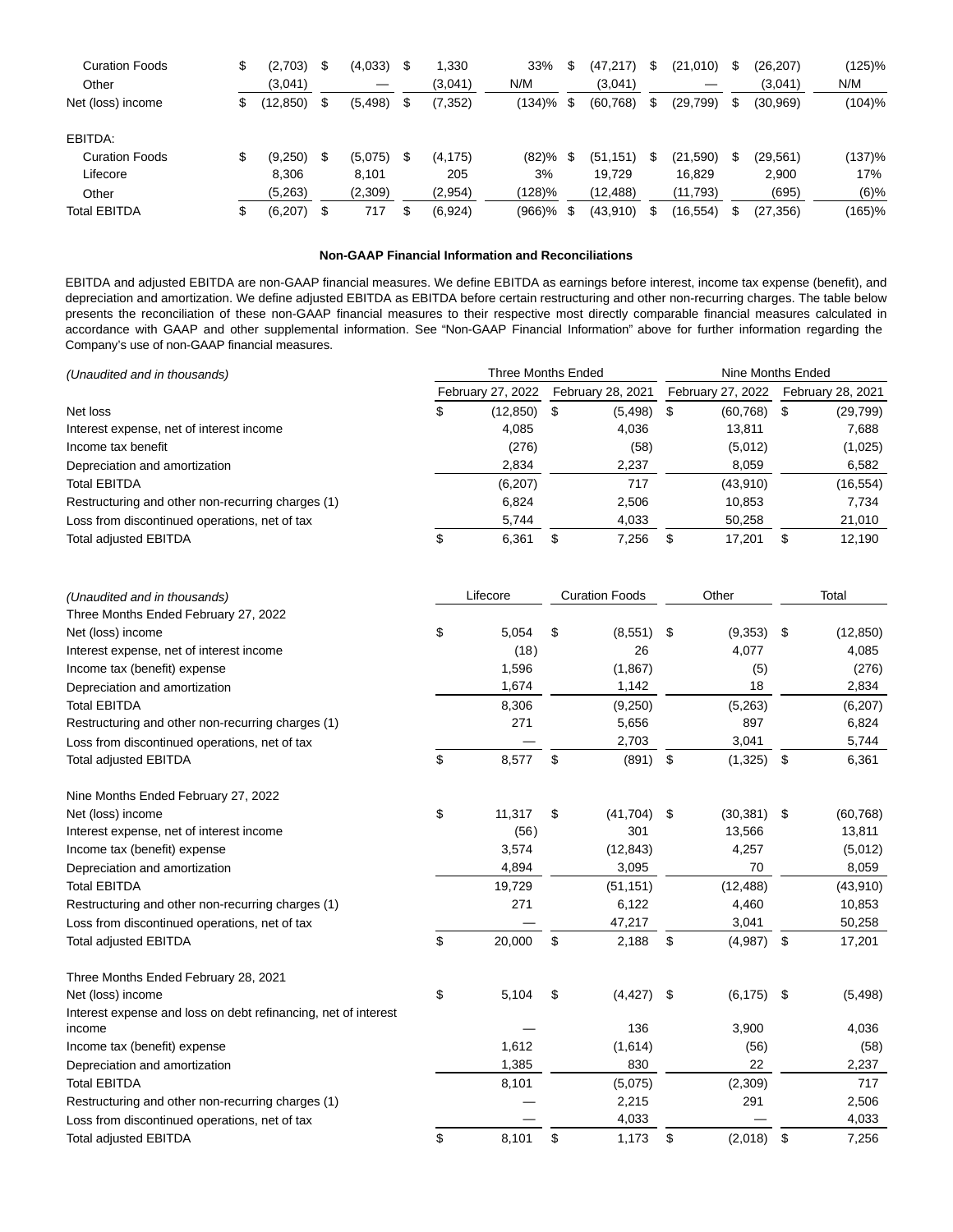| | | | | | | | | |
|---|---|---|---|---|---|---|---|---|
| Curation Foods | $ (2,703) | $ (4,033) | $ 1,330 | 33% | $ (47,217) | $ (21,010) | $ (26,207) | (125)% |
| Other | (3,041) | — | (3,041) | N/M | (3,041) | — | (3,041) | N/M |
| Net (loss) income | $ (12,850) | $ (5,498) | $ (7,352) | (134)% | $ (60,768) | $ (29,799) | $ (30,969) | (104)% |
| | | | | | | | | |
| EBITDA: | | | | | | | | |
| Curation Foods | $ (9,250) | $ (5,075) | $ (4,175) | (82)% | $ (51,151) | $ (21,590) | $ (29,561) | (137)% |
| Lifecore | 8,306 | 8,101 | 205 | 3% | 19,729 | 16,829 | 2,900 | 17% |
| Other | (5,263) | (2,309) | (2,954) | (128)% | (12,488) | (11,793) | (695) | (6)% |
| Total EBITDA | $ (6,207) | $ 717 | $ (6,924) | (966)% | $ (43,910) | $ (16,554) | $ (27,356) | (165)% |

**Non-GAAP Financial Information and Reconciliations**

EBITDA and adjusted EBITDA are non-GAAP financial measures. We define EBITDA as earnings before interest, income tax expense (benefit), and depreciation and amortization. We define adjusted EBITDA as EBITDA before certain restructuring and other non-recurring charges. The table below presents the reconciliation of these non-GAAP financial measures to their respective most directly comparable financial measures calculated in accordance with GAAP and other supplemental information. See "Non-GAAP Financial Information" above for further information regarding the Company's use of non-GAAP financial measures.

| *(Unaudited and in thousands)* | Three Months Ended | | Nine Months Ended | |
|---|---|---|---|---|
| | February 27, 2022 | February 28, 2021 | February 27, 2022 | February 28, 2021 |
| Net loss | $ (12,850) | $ (5,498) | $ (60,768) | $ (29,799) |
| Interest expense, net of interest income | 4,085 | 4,036 | 13,811 | 7,688 |
| Income tax benefit | (276) | (58) | (5,012) | (1,025) |
| Depreciation and amortization | 2,834 | 2,237 | 8,059 | 6,582 |
| Total EBITDA | (6,207) | 717 | (43,910) | (16,554) |
| Restructuring and other non-recurring charges (1) | 6,824 | 2,506 | 10,853 | 7,734 |
| Loss from discontinued operations, net of tax | 5,744 | 4,033 | 50,258 | 21,010 |
| Total adjusted EBITDA | $ 6,361 | $ 7,256 | $ 17,201 | $ 12,190 |

| *(Unaudited and in thousands)* | Lifecore | Curation Foods | Other | Total |
|---|---|---|---|---|
| Three Months Ended February 27, 2022 | | | | |
| Net (loss) income | $ 5,054 | $ (8,551) | $ (9,353) | $ (12,850) |
| Interest expense, net of interest income | (18) | 26 | 4,077 | 4,085 |
| Income tax (benefit) expense | 1,596 | (1,867) | (5) | (276) |
| Depreciation and amortization | 1,674 | 1,142 | 18 | 2,834 |
| Total EBITDA | 8,306 | (9,250) | (5,263) | (6,207) |
| Restructuring and other non-recurring charges (1) | 271 | 5,656 | 897 | 6,824 |
| Loss from discontinued operations, net of tax | — | 2,703 | 3,041 | 5,744 |
| Total adjusted EBITDA | $ 8,577 | $ (891) | $ (1,325) | $ 6,361 |
| | | | | |
| Nine Months Ended February 27, 2022 | | | | |
| Net (loss) income | $ 11,317 | $ (41,704) | $ (30,381) | $ (60,768) |
| Interest expense, net of interest income | (56) | 301 | 13,566 | 13,811 |
| Income tax (benefit) expense | 3,574 | (12,843) | 4,257 | (5,012) |
| Depreciation and amortization | 4,894 | 3,095 | 70 | 8,059 |
| Total EBITDA | 19,729 | (51,151) | (12,488) | (43,910) |
| Restructuring and other non-recurring charges (1) | 271 | 6,122 | 4,460 | 10,853 |
| Loss from discontinued operations, net of tax | — | 47,217 | 3,041 | 50,258 |
| Total adjusted EBITDA | $ 20,000 | $ 2,188 | $ (4,987) | $ 17,201 |
| | | | | |
| Three Months Ended February 28, 2021 | | | | |
| Net (loss) income | $ 5,104 | $ (4,427) | $ (6,175) | $ (5,498) |
| Interest expense and loss on debt refinancing, net of interest income | — | 136 | 3,900 | 4,036 |
| Income tax (benefit) expense | 1,612 | (1,614) | (56) | (58) |
| Depreciation and amortization | 1,385 | 830 | 22 | 2,237 |
| Total EBITDA | 8,101 | (5,075) | (2,309) | 717 |
| Restructuring and other non-recurring charges (1) | — | 2,215 | 291 | 2,506 |
| Loss from discontinued operations, net of tax | — | 4,033 | — | 4,033 |
| Total adjusted EBITDA | $ 8,101 | $ 1,173 | $ (2,018) | $ 7,256 |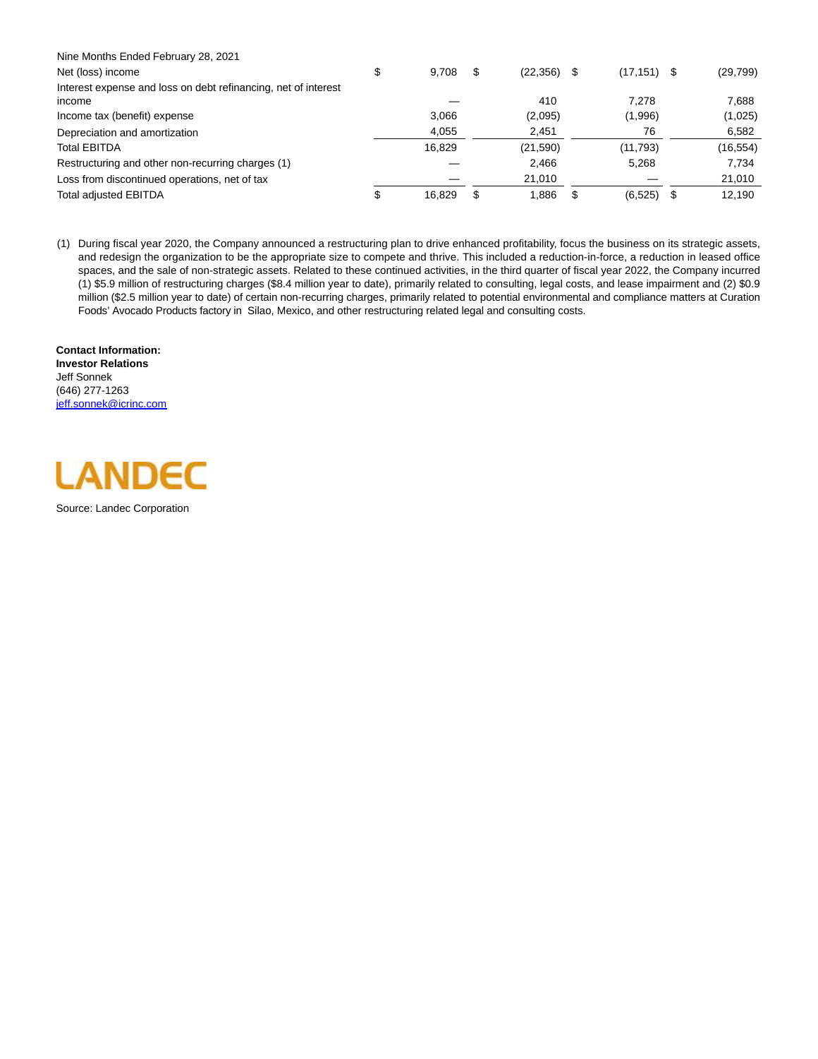| | | | | |
|---|---|---|---|---|
| Nine Months Ended February 28, 2021 | | | | |
| Net (loss) income | $ 9,708 | $ (22,356) | $ (17,151) | $ (29,799) |
| Interest expense and loss on debt refinancing, net of interest income | — | 410 | 7,278 | 7,688 |
| Income tax (benefit) expense | 3,066 | (2,095) | (1,996) | (1,025) |
| Depreciation and amortization | 4,055 | 2,451 | 76 | 6,582 |
| Total EBITDA | 16,829 | (21,590) | (11,793) | (16,554) |
| Restructuring and other non-recurring charges (1) | — | 2,466 | 5,268 | 7,734 |
| Loss from discontinued operations, net of tax | — | 21,010 | — | 21,010 |
| Total adjusted EBITDA | $ 16,829 | $ 1,886 | $ (6,525) | $ 12,190 |

(1) During fiscal year 2020, the Company announced a restructuring plan to drive enhanced profitability, focus the business on its strategic assets, and redesign the organization to be the appropriate size to compete and thrive. This included a reduction-in-force, a reduction in leased office spaces, and the sale of non-strategic assets. Related to these continued activities, in the third quarter of fiscal year 2022, the Company incurred (1) $5.9 million of restructuring charges ($8.4 million year to date), primarily related to consulting, legal costs, and lease impairment and (2) $0.9 million ($2.5 million year to date) of certain non-recurring charges, primarily related to potential environmental and compliance matters at Curation Foods' Avocado Products factory in Silao, Mexico, and other restructuring related legal and consulting costs.

**Contact Information:**
**Investor Relations**
Jeff Sonnek
(646) 277-1263
jeff.sonnek@icrinc.com

LANDEC

Source: Landec Corporation